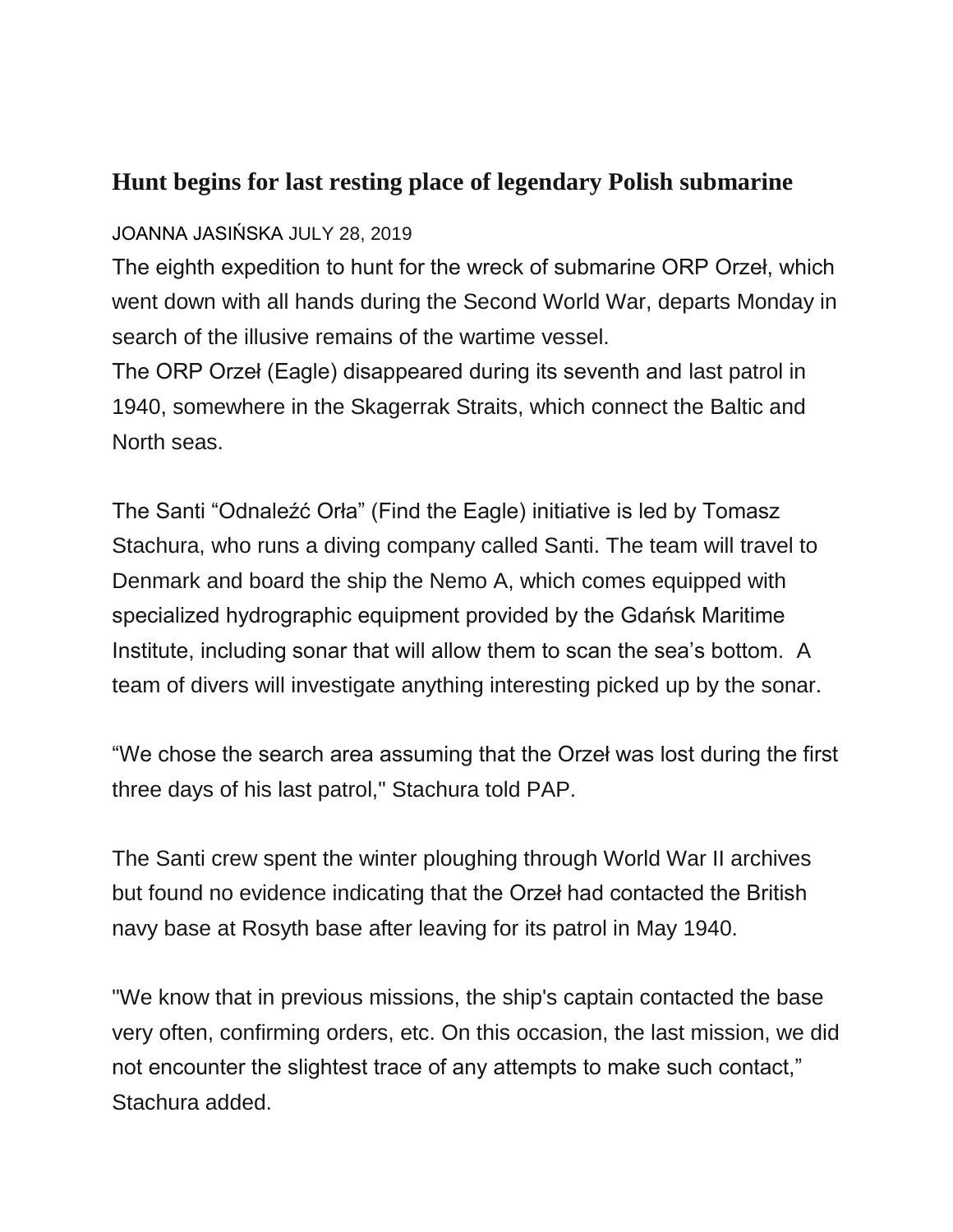## Hunt begins for last resting place of legendary Polish submarine

JOANNA JASIŃSKA JULY 28, 2019

The eighth expedition to hunt for the wreck of submarine ORP Orzeł, which went down with all hands during the Second World War, departs Monday in search of the illusive remains of the wartime vessel.
The ORP Orzeł (Eagle) disappeared during its seventh and last patrol in 1940, somewhere in the Skagerrak Straits, which connect the Baltic and North seas.

The Santi "Odnaleźć Orła" (Find the Eagle) initiative is led by Tomasz Stachura, who runs a diving company called Santi. The team will travel to Denmark and board the ship the Nemo A, which comes equipped with specialized hydrographic equipment provided by the Gdańsk Maritime Institute, including sonar that will allow them to scan the sea's bottom. A team of divers will investigate anything interesting picked up by the sonar.

"We chose the search area assuming that the Orzeł was lost during the first three days of his last patrol," Stachura told PAP.

The Santi crew spent the winter ploughing through World War II archives but found no evidence indicating that the Orzeł had contacted the British navy base at Rosyth base after leaving for its patrol in May 1940.

"We know that in previous missions, the ship's captain contacted the base very often, confirming orders, etc. On this occasion, the last mission, we did not encounter the slightest trace of any attempts to make such contact," Stachura added.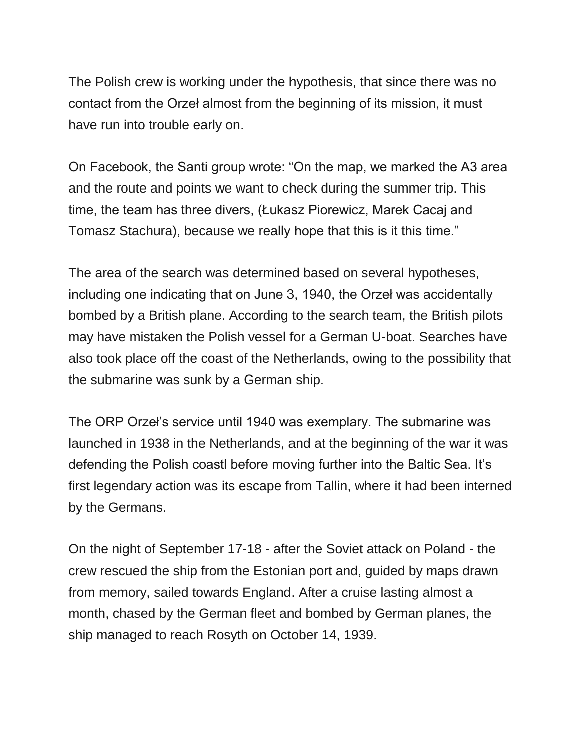The Polish crew is working under the hypothesis, that since there was no contact from the Orzeł almost from the beginning of its mission, it must have run into trouble early on.

On Facebook, the Santi group wrote: "On the map, we marked the A3 area and the route and points we want to check during the summer trip. This time, the team has three divers, (Łukasz Piorewicz, Marek Cacaj and Tomasz Stachura), because we really hope that this is it this time."

The area of the search was determined based on several hypotheses, including one indicating that on June 3, 1940, the Orzeł was accidentally bombed by a British plane. According to the search team, the British pilots may have mistaken the Polish vessel for a German U-boat. Searches have also took place off the coast of the Netherlands, owing to the possibility that the submarine was sunk by a German ship.

The ORP Orzeł's service until 1940 was exemplary. The submarine was launched in 1938 in the Netherlands, and at the beginning of the war it was defending the Polish coastl before moving further into the Baltic Sea. It's first legendary action was its escape from Tallin, where it had been interned by the Germans.

On the night of September 17-18 - after the Soviet attack on Poland - the crew rescued the ship from the Estonian port and, guided by maps drawn from memory, sailed towards England. After a cruise lasting almost a month, chased by the German fleet and bombed by German planes, the ship managed to reach Rosyth on October 14, 1939.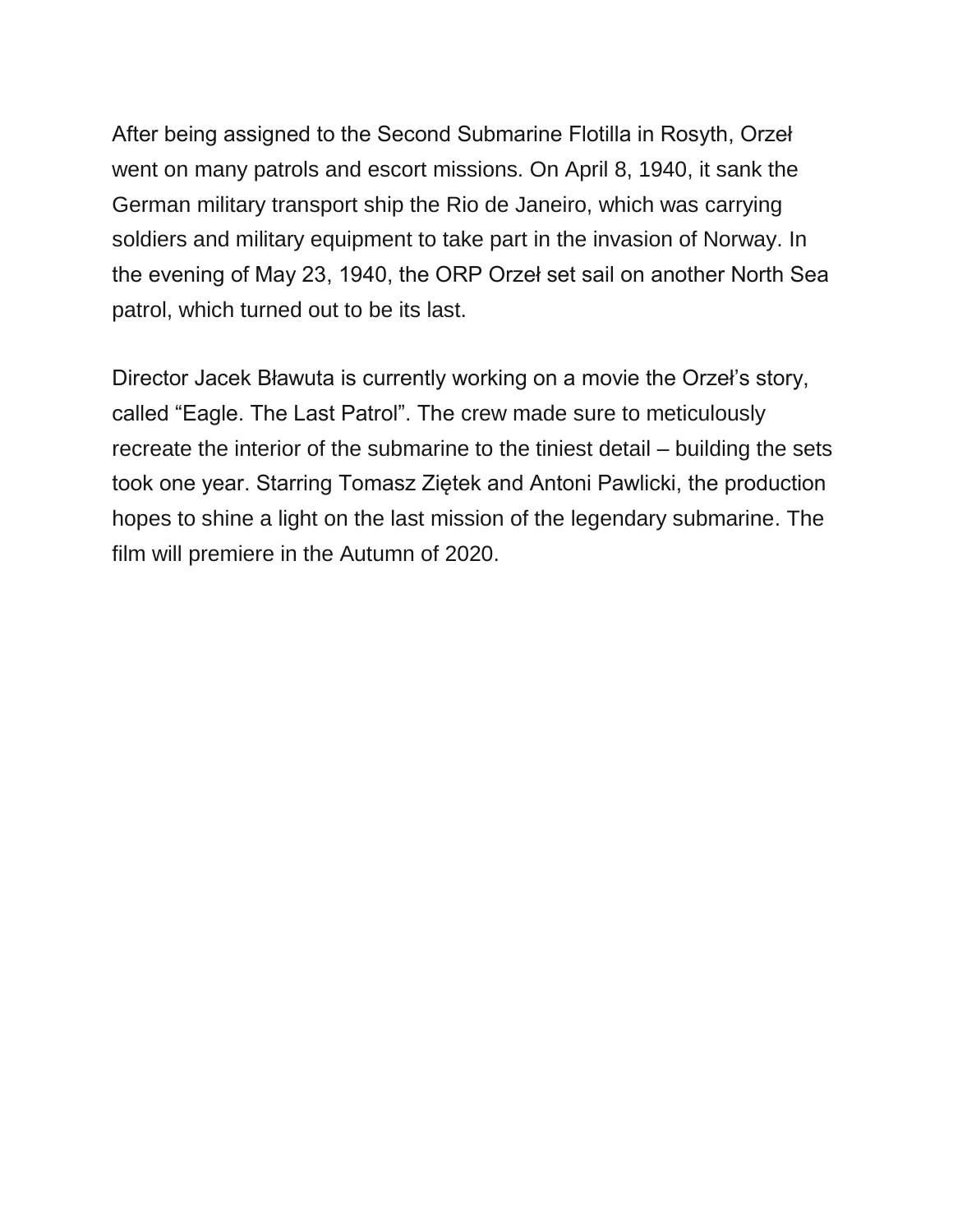After being assigned to the Second Submarine Flotilla in Rosyth, Orzeł went on many patrols and escort missions. On April 8, 1940, it sank the German military transport ship the Rio de Janeiro, which was carrying soldiers and military equipment to take part in the invasion of Norway. In the evening of May 23, 1940, the ORP Orzeł set sail on another North Sea patrol, which turned out to be its last.

Director Jacek Bławuta is currently working on a movie the Orzeł's story, called "Eagle. The Last Patrol". The crew made sure to meticulously recreate the interior of the submarine to the tiniest detail – building the sets took one year. Starring Tomasz Ziętek and Antoni Pawlicki, the production hopes to shine a light on the last mission of the legendary submarine. The film will premiere in the Autumn of 2020.